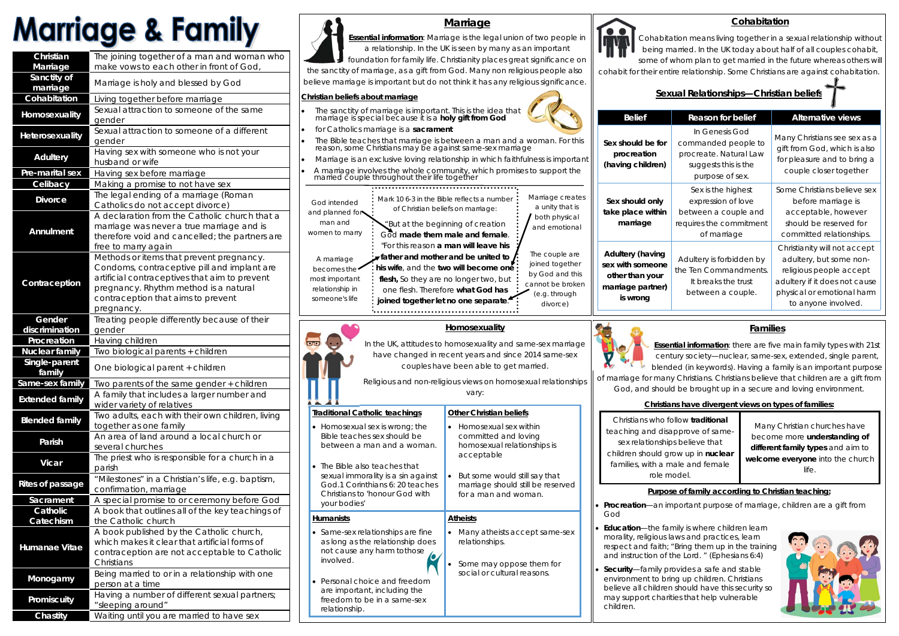# Marriage & Family

| Keyword | Definition |
|---|---|
| Christian Marriage | The joining together of a man and woman who make vows to each other in front of God, |
| Sanctity of marriage | Marriage is holy and blessed by God |
| Cohabitation | Living together before marriage |
| Homosexuality | Sexual attraction to someone of the same gender |
| Heterosexuality | Sexual attraction to someone of a different gender |
| Adultery | Having sex with someone who is not your husband or wife |
| Pre-marital sex | Having sex before marriage |
| Celibacy | Making a promise to not have sex |
| Divorce | The legal ending of a marriage (Roman Catholics do not accept divorce) |
| Annulment | A declaration from the Catholic church that a marriage was never a true marriage and is therefore void and cancelled; the partners are free to marry again |
| Contraception | Methods or items that prevent pregnancy. Condoms, contraceptive pill and implant are artificial contraceptives that aim to prevent pregnancy. Rhythm method is a natural contraception that aims to prevent pregnancy. |
| Gender discrimination | Treating people differently because of their gender |
| Procreation | Having children |
| Nuclear family | Two biological parents + children |
| Single-parent family | One biological parent + children |
| Same-sex family | Two parents of the same gender + children |
| Extended family | A family that includes a larger number and wider variety of relatives |
| Blended family | Two adults, each with their own children, living together as one family |
| Parish | An area of land around a local church or several churches |
| Vicar | The priest who is responsible for a church in a parish |
| Rites of passage | "Milestones" in a Christian's life, e.g. baptism, confirmation, marriage |
| Sacrament | A special promise to or ceremony before God |
| Catholic Catechism | A book that outlines all of the key teachings of the Catholic church |
| Humanae Vitae | A book published by the Catholic church, which makes it clear that artificial forms of contraception are not acceptable to Catholic Christians |
| Monogamy | Being married to or in a relationship with one person at a time |
| Promiscuity | Having a number of different sexual partners; "sleeping around" |
| Chastity | Waiting until you are married to have sex |

## Marriage

**Essential information**: Marriage is the legal union of two people in a relationship. In the UK is seen by many as an important foundation for family life. Christianity places great significance on the sanctity of marriage, as a gift from God. Many non religious people also believe marriage is important but do not think it has any religious significance.

**Christian beliefs about marriage**

- The sanctity of marriage is important. This is the idea that marriage is special because it is a **holy gift from God**
- for Catholics marriage is a **sacrament**
- The Bible teaches that marriage is between a man and a woman. For this reason, some Christians may be against same-sex marriage
- Marriage is an exclusive loving relationship in which faithfulness is important
- A marriage involves the whole community, which promises to support the married couple throughout their life together

Mark 10 6-3 in the Bible reflects a number of Christian beliefs on marriage:

"But at the beginning of creation God **made them male and female**. "For this reason **a man will leave his father and mother and be united to his wife**, and the **two will become one flesh**, So they are no longer two, but one flesh. Therefore **what God has joined together let no one separate**."

- God intended and planned for man and women to marry
- A marriage becomes the most important relationship in someone's life
- Marriage creates a unity that is both physical and emotional
- The couple are joined together by God and this cannot be broken (e.g. through divorce)

## Cohabitation

Cohabitation means living together in a sexual relationship without being married. In the UK today about half of all couples cohabit, some of whom plan to get married in the future whereas others will cohabit for their entire relationship. Some Christians are against cohabitation.

### Sexual Relationships—Christian beliefs

| Belief | Reason for belief | Alternative views |
|---|---|---|
| Sex should be for procreation (having children) | In Genesis God commanded people to procreate. Natural Law suggests this is the purpose of sex. | Many Christians see sex as a gift from God, which is also for pleasure and to bring a couple closer together |
| Sex should only take place within marriage | Sex is the highest expression of love between a couple and requires the commitment of marriage | Some Christians believe sex before marriage is acceptable, however should be reserved for committed relationships. |
| Adultery (having sex with someone other than your marriage partner) is wrong | Adultery is forbidden by the Ten Commandments. It breaks the trust between a couple. | Christianity will not accept adultery, but some non-religious people accept adultery if it does not cause physical or emotional harm to anyone involved. |

## Homosexuality

In the UK, attitudes to homosexuality and same-sex marriage have changed in recent years and since 2014 same-sex couples have been able to get married.

Religious and non-religious views on homosexual relationships vary:

**Traditional Catholic teachings**

- Homosexual sex is wrong; the Bible teaches sex should be between a man and a woman.
- The Bible also teaches that sexual immorality is a sin against God. 1 Corinthians 6: 20 teaches Christians to 'honour God with your bodies'

**Other Christian beliefs**

- Homosexual sex within committed and loving homosexual relationships is acceptable
- But some would still say that marriage should still be reserved for a man and woman.

**Humanists**

- Same-sex relationships are fine as long as the relationship does not cause any harm to those involved.
- Personal choice and freedom are important, including the freedom to be in a same-sex relationship.

**Atheists**

- Many atheists accept same-sex relationships.
- Some may oppose them for social or cultural reasons.

## Families

**Essential information**: there are five main family types with 21st century society—nuclear, same-sex, extended, single parent, blended (in keywords). Having a family is an important purpose of marriage for many Christians. Christians believe that children are a gift from God, and should be brought up in a secure and loving environment.

**Christians have divergent views on types of families:**

| | |
|---|---|
| Christians who follow **traditional** teaching and disapprove of same-sex relationships believe that children should grow up in **nuclear** families, with a male and female role model. | Many Christian churches have become more **understanding of different family types** and aim to **welcome everyone** into the church life. |

**Purpose of family according to Christian teaching:**

- **Procreation**—an important purpose of marriage, children are a gift from God
- **Education**—the family is where children learn morality, religious laws and practices, learn respect and faith; "Bring them up in the training and instruction of the Lord." (Ephesians 6:4)
- **Security**—family provides a safe and stable environment to bring up children. Christians believe all children should have this security so may support charities that help vulnerable children.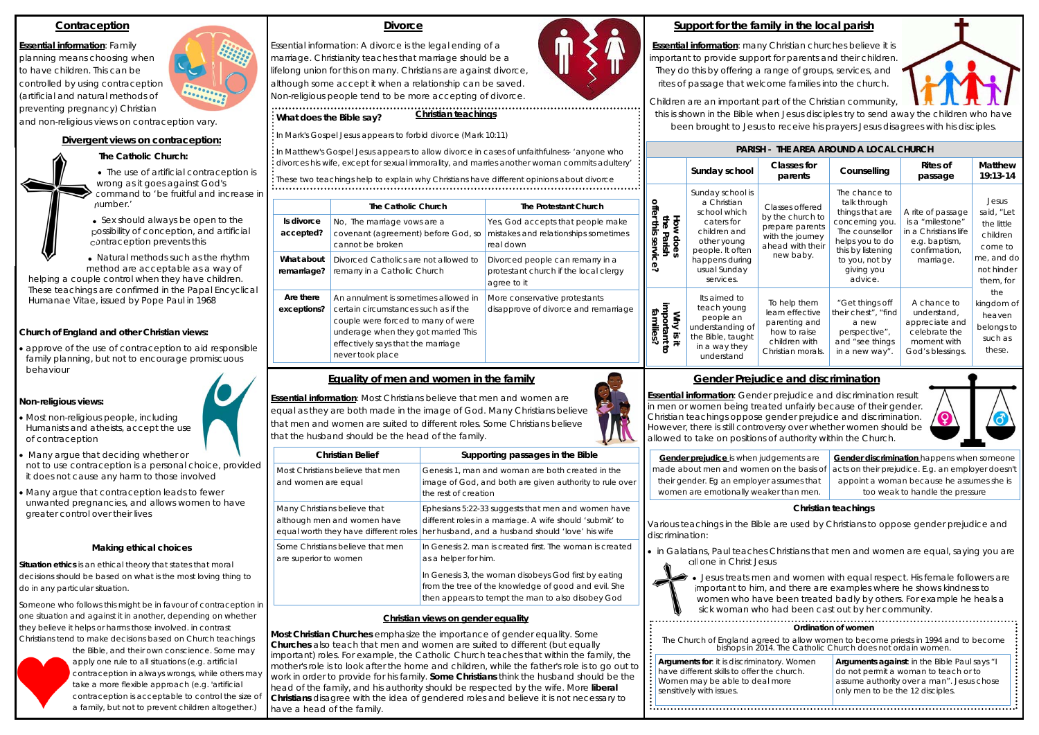## Contraception

**Essential information**: Family planning means choosing when to have children. This can be controlled by using contraception (artificial and natural methods of preventing pregnancy) Christian and non-religious views on contraception vary.

### Divergent views on contraception:

**The Catholic Church:**

- The use of artificial contraception is wrong as it goes against God's command to 'be fruitful and increase in number.'
- Sex should always be open to the possibility of conception, and artificial contraception prevents this
- Natural methods such as the rhythm method are acceptable as a way of helping a couple control when they have children. These teachings are confirmed in the Papal Encyclical Humanae Vitae, issued by Pope Paul in 1968

**Church of England and other Christian views:**

- approve of the use of contraception to aid responsible family planning, but not to encourage promiscuous behaviour

**Non-religious views:**

- Most non-religious people, including Humanists and atheists, accept the use of contraception
- Many argue that deciding whether or not to use contraception is a personal choice, provided it does not cause any harm to those involved
- Many argue that contraception leads to fewer unwanted pregnancies, and allows women to have greater control over their lives

### Making ethical choices

**Situation ethics** is an ethical theory that states that moral decisions should be based on what is the most loving thing to do in any particular situation.

Someone who follows this might be in favour of contraception in one situation and against it in another, depending on whether they believe it helps or harms those involved. in contrast Christians tend to make decisions based on Church teachings the Bible, and their own conscience. Some may apply one rule to all situations (e.g. artificial contraception in always wrongs, while others may take a more flexible approach (e.g. 'artificial contraception is acceptable to control the size of a family, but not to prevent children altogether.)

## Divorce

Essential information: A divorce is the legal ending of a marriage. Christianity teaches that marriage should be a lifelong union for this on many. Christians are against divorce, although some accept it when a relationship can be saved. Non-religious people tend to be more accepting of divorce.

**What does the Bible say?** — **Christian teachings**

In Mark's Gospel Jesus appears to forbid divorce (Mark 10:11)

In Matthew's Gospel Jesus appears to allow divorce in cases of unfaithfulness- 'anyone who divorces his wife, except for sexual immorality, and marries another woman commits adultery'

These two teachings help to explain why Christians have different opinions about divorce

| | The Catholic Church | The Protestant Church |
|---|---|---|
| **Is divorce accepted?** | No, The marriage vows are a covenant (agreement) before God, so cannot be broken | Yes, God accepts that people make mistakes and relationships sometimes real down |
| **What about remarriage?** | Divorced Catholics are not allowed to remarry in a Catholic Church | Divorced people can remarry in a protestant church if the local clergy agree to it |
| **Are there exceptions?** | An annulment is sometimes allowed in certain circumstances such as if the couple were forced to many of were underage when they got married This effectively says that the marriage never took place | More conservative protestants disapprove of divorce and remarriage |

## Equality of men and women in the family

**Essential information**: Most Christians believe that men and women are equal as they are both made in the image of God. Many Christians believe that men and women are suited to different roles. Some Christians believe that the husband should be the head of the family.

| Christian Belief | Supporting passages in the Bible |
|---|---|
| Most Christians believe that men and women are equal | Genesis 1, man and woman are both created in the image of God, and both are given authority to rule over the rest of creation |
| Many Christians believe that although men and women have equal worth they have different roles | Ephesians 5:22-33 suggests that men and women have different roles in a marriage. A wife should 'submit' to her husband, and a husband should 'love' his wife |
| Some Christians believe that men are superior to women | In Genesis 2. man is created first. The woman is created as a helper for him.<br>In Genesis 3, the woman disobeys God first by eating from the tree of the knowledge of good and evil. She then appears to tempt the man to also disobey God |

### Christian views on gender equality

**Most Christian Churches** emphasize the importance of gender equality. Some **Churches** also teach that men and women are suited to different (but equally important) roles. For example, the Catholic Church teaches that within the family, the mother's role is to look after the home and children, while the father's role is to go out to work in order to provide for his family. **Some Christians** think the husband should be the head of the family, and his authority should be respected by the wife. More **liberal Christians** disagree with the idea of gendered roles and believe it is not necessary to have a head of the family.

## Support for the family in the local parish

**Essential information**: many Christian churches believe it is important to provide support for parents and their children. They do this by offering a range of groups, services, and rites of passage that welcome families into the church.

Children are an important part of the Christian community, this is shown in the Bible when Jesus disciples try to send away the children who have been brought to Jesus to receive his prayers Jesus disagrees with his disciples.

**PARISH - THE AREA AROUND A LOCAL CHURCH**

| | Sunday school | Classes for parents | Counselling | Rites of passage | Matthew 19:13-14 |
|---|---|---|---|---|---|
| **How does the Parish offer this service?** | Sunday school is a Christian school which caters for children and other young people. It often happens during usual Sunday services. | Classes offered by the church to prepare parents with the journey ahead with their new baby. | The chance to talk through things that are concerning you. The counsellor helps you to do this by listening to you, not by giving you advice. | A rite of passage is a "milestone" in a Christians life e.g. baptism, confirmation, marriage. | Jesus said, "Let the little children come to me, and do not hinder them, for the kingdom of heaven belongs to such as these. |
| **Why is it important to families?** | Its aimed to teach young people an understanding of the Bible, taught in a way they understand | To help them learn effective parenting and how to raise children with Christian morals. | "Get things off their chest", "find a new perspective", and "see things in a new way". | A chance to understand, appreciate and celebrate the moment with God's blessings. | |

## Gender Prejudice and discrimination

**Essential information**: Gender prejudice and discrimination result in men or women being treated unfairly because of their gender. Christian teachings oppose gender prejudice and discrimination. However, there is still controversy over whether women should be allowed to take on positions of authority within the Church.

| | |
|---|---|
| **Gender prejudice** is when judgements are made about men and women on the basis of their gender. Eg an employer assumes that women are emotionally weaker than men. | **Gender discrimination** happens when someone acts on their prejudice. E.g. an employer doesn't appoint a woman because he assumes she is too weak to handle the pressure |

### Christian teachings

Various teachings in the Bible are used by Christians to oppose gender prejudice and discrimination:

- in Galatians, Paul teaches Christians that men and women are equal, saying you are all one in Christ Jesus
- Jesus treats men and women with equal respect. His female followers are important to him, and there are examples where he shows kindness to women who have been treated badly by others. For example he heals a sick woman who had been cast out by her community.

### Ordination of women

The Church of England agreed to allow women to become priests in 1994 and to become bishops in 2014. The Catholic Church does not ordain women.

| | |
|---|---|
| **Arguments for**: it is discriminatory. Women have different skills to offer the church. Women may be able to deal more sensitively with issues. | **Arguments against**: in the Bible Paul says "I do not permit a woman to teach or to assume authority over a man". Jesus chose only men to be the 12 disciples. |